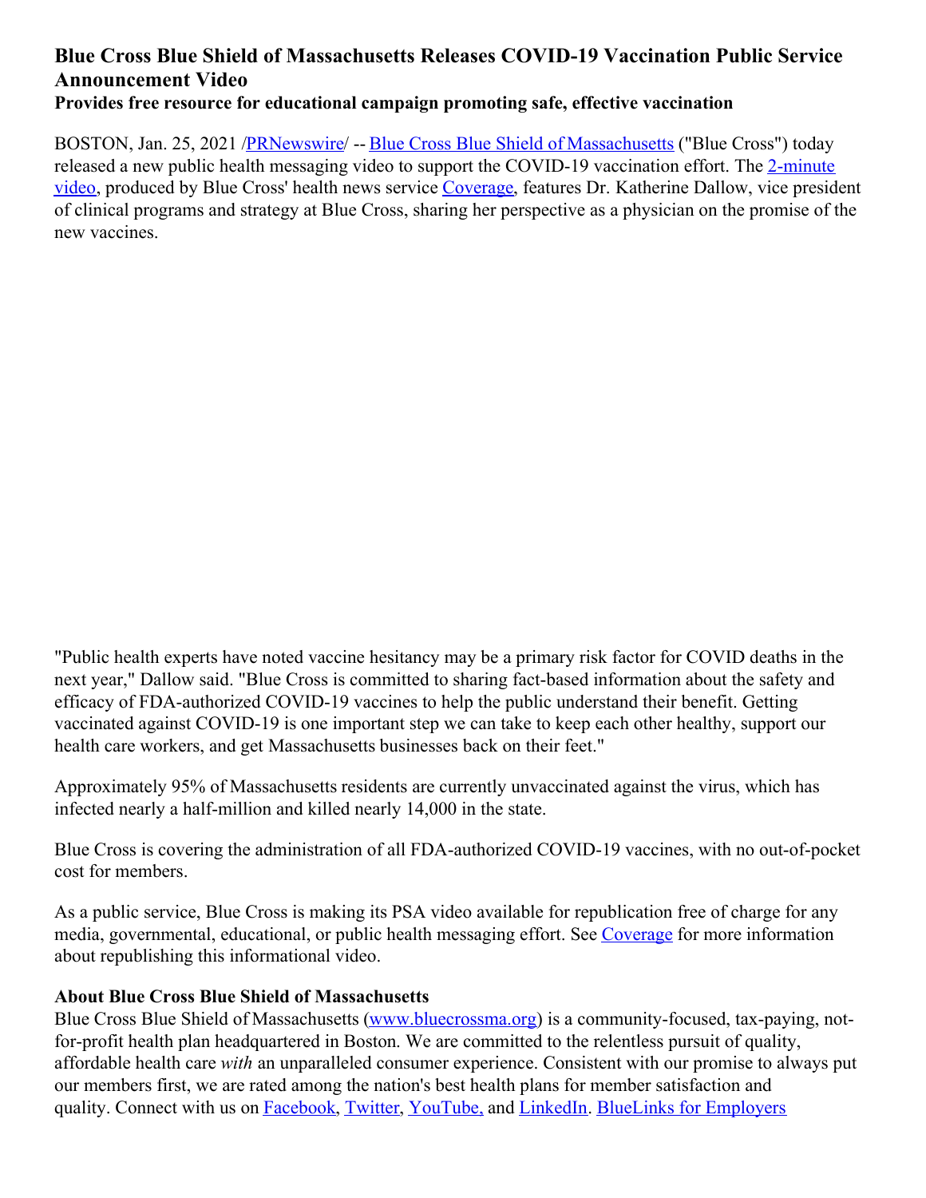# Blue Cross Blue Shield of Massachusetts Releases COVID-19 Vaccination Public Service Announcement Video

## Provides free resource for educational campaign promoting safe, effective vaccination

BOSTON, Jan. 25, 2021 /PRNewswire/ -- Blue Cross Blue Shield of Massachusetts ("Blue Cross") today released a new public health messaging video to support the COVID-19 vaccination effort. The 2-minute video, produced by Blue Cross' health news service Coverage, features Dr. Katherine Dallow, vice president of clinical programs and strategy at Blue Cross, sharing her perspective as a physician on the promise of the new vaccines.

"Public health experts have noted vaccine hesitancy may be a primary risk factor for COVID deaths in the next year," Dallow said. "Blue Cross is committed to sharing fact-based information about the safety and efficacy of FDA-authorized COVID-19 vaccines to help the public understand their benefit. Getting vaccinated against COVID-19 is one important step we can take to keep each other healthy, support our health care workers, and get Massachusetts businesses back on their feet."

Approximately 95% of Massachusetts residents are currently unvaccinated against the virus, which has infected nearly a half-million and killed nearly 14,000 in the state.

Blue Cross is covering the administration of all FDA-authorized COVID-19 vaccines, with no out-of-pocket cost for members.

As a public service, Blue Cross is making its PSA video available for republication free of charge for any media, governmental, educational, or public health messaging effort. See Coverage for more information about republishing this informational video.

**About Blue Cross Blue Shield of Massachusetts**

Blue Cross Blue Shield of Massachusetts (www.bluecrossma.org) is a community-focused, tax-paying, not-for-profit health plan headquartered in Boston. We are committed to the relentless pursuit of quality, affordable health care *with* an unparalleled consumer experience. Consistent with our promise to always put our members first, we are rated among the nation's best health plans for member satisfaction and quality. Connect with us on Facebook, Twitter, YouTube, and LinkedIn. BlueLinks for Employers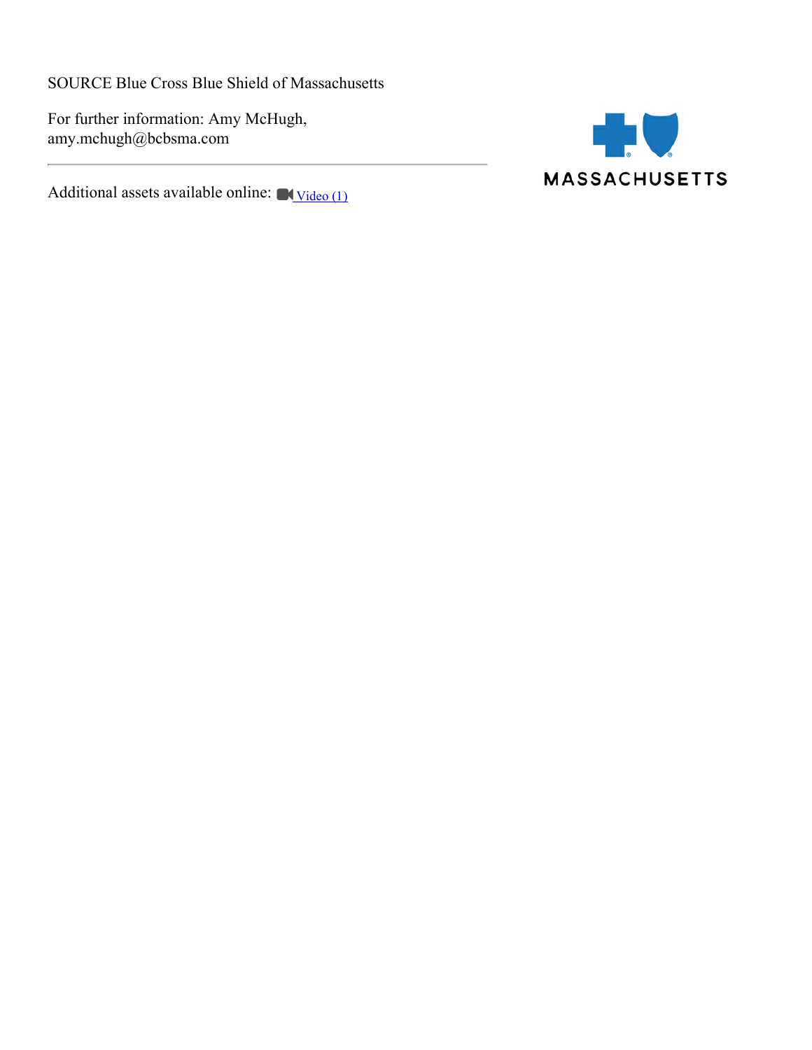SOURCE Blue Cross Blue Shield of Massachusetts

For further information: Amy McHugh, amy.mchugh@bcbsma.com

---

Additional assets available online: Video (1)

MASSACHUSETTS